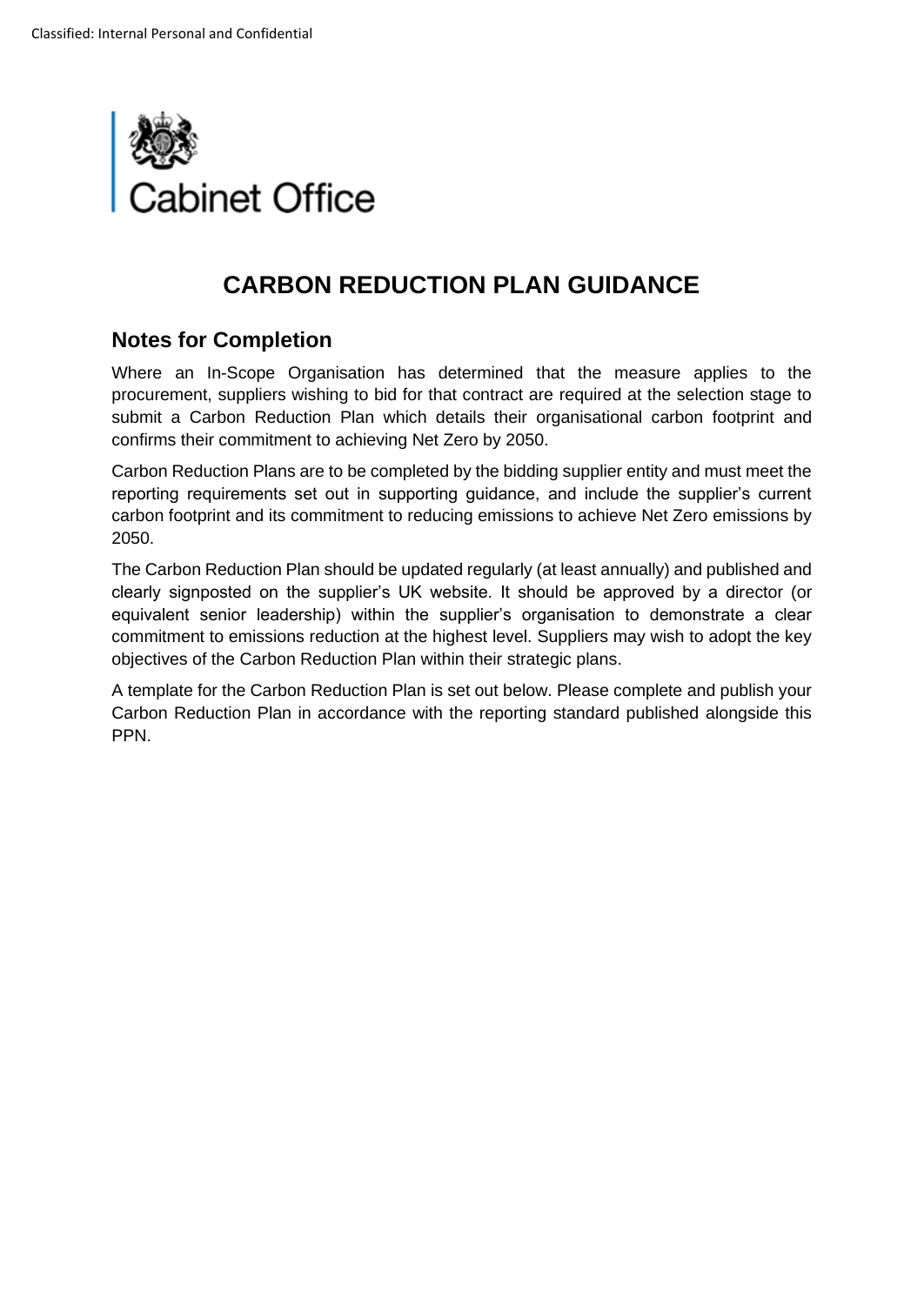Cabinet Office

# CARBON REDUCTION PLAN GUIDANCE

## Notes for Completion

Where an In-Scope Organisation has determined that the measure applies to the procurement, suppliers wishing to bid for that contract are required at the selection stage to submit a Carbon Reduction Plan which details their organisational carbon footprint and confirms their commitment to achieving Net Zero by 2050.

Carbon Reduction Plans are to be completed by the bidding supplier entity and must meet the reporting requirements set out in supporting guidance, and include the supplier's current carbon footprint and its commitment to reducing emissions to achieve Net Zero emissions by 2050.

The Carbon Reduction Plan should be updated regularly (at least annually) and published and clearly signposted on the supplier's UK website. It should be approved by a director (or equivalent senior leadership) within the supplier's organisation to demonstrate a clear commitment to emissions reduction at the highest level. Suppliers may wish to adopt the key objectives of the Carbon Reduction Plan within their strategic plans.

A template for the Carbon Reduction Plan is set out below. Please complete and publish your Carbon Reduction Plan in accordance with the reporting standard published alongside this PPN.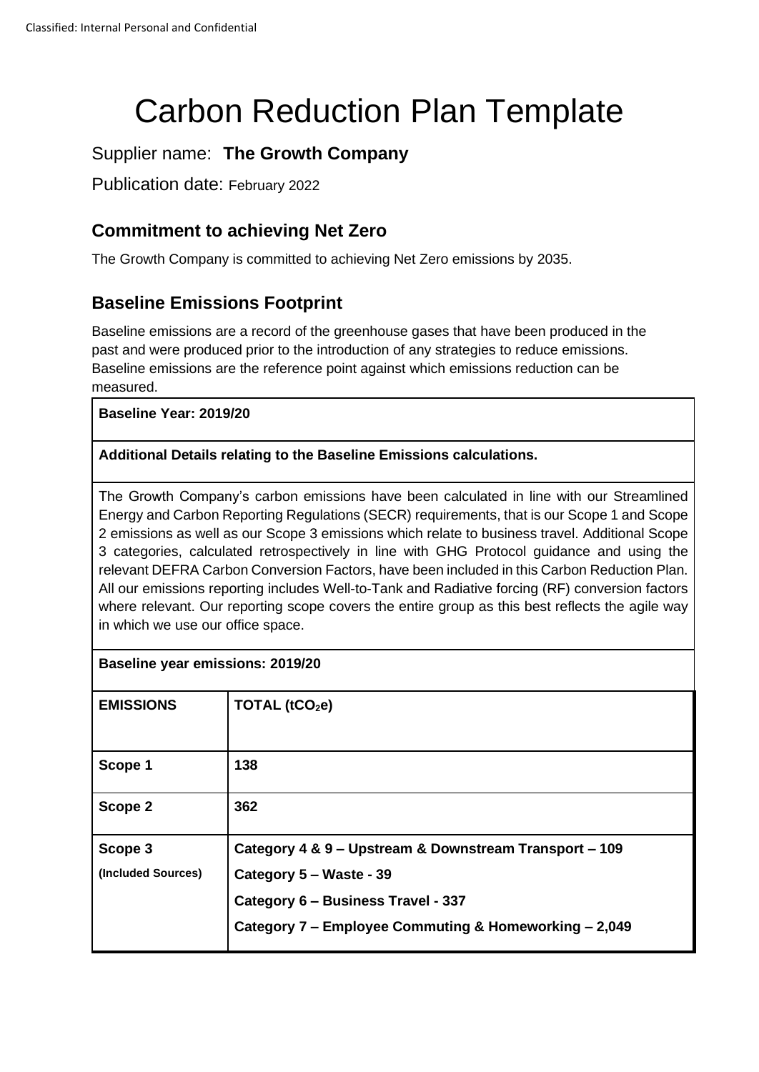# Carbon Reduction Plan Template

Supplier name: **The Growth Company**

Publication date: February 2022

## Commitment to achieving Net Zero

The Growth Company is committed to achieving Net Zero emissions by 2035.

## Baseline Emissions Footprint

Baseline emissions are a record of the greenhouse gases that have been produced in the past and were produced prior to the introduction of any strategies to reduce emissions. Baseline emissions are the reference point against which emissions reduction can be measured.

**Baseline Year: 2019/20**

**Additional Details relating to the Baseline Emissions calculations.**

The Growth Company's carbon emissions have been calculated in line with our Streamlined Energy and Carbon Reporting Regulations (SECR) requirements, that is our Scope 1 and Scope 2 emissions as well as our Scope 3 emissions which relate to business travel. Additional Scope 3 categories, calculated retrospectively in line with GHG Protocol guidance and using the relevant DEFRA Carbon Conversion Factors, have been included in this Carbon Reduction Plan. All our emissions reporting includes Well-to-Tank and Radiative forcing (RF) conversion factors where relevant. Our reporting scope covers the entire group as this best reflects the agile way in which we use our office space.

**Baseline year emissions: 2019/20**

| EMISSIONS | TOTAL ($tCO_2e$) |
|---|---|
| **Scope 1** | **138** |
| **Scope 2** | **362** |
| **Scope 3** (Included Sources) | **Category 4 & 9 – Upstream & Downstream Transport – 109**<br>**Category 5 – Waste - 39**<br>**Category 6 – Business Travel - 337**<br>**Category 7 – Employee Commuting & Homeworking – 2,049** |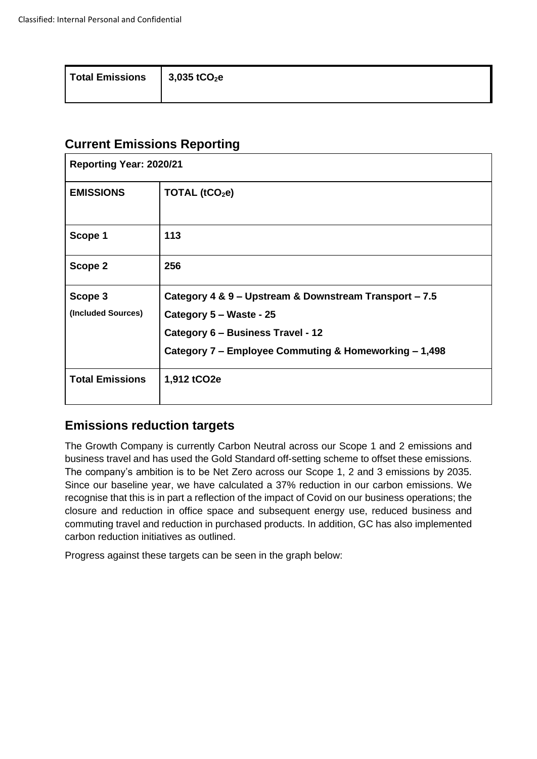| Total Emissions | 3,035 $tCO_2e$ |
|---|---|

## Current Emissions Reporting

| Reporting Year: 2020/21 | |
|---|---|
| **EMISSIONS** | **TOTAL ($tCO_2e$)** |
| **Scope 1** | **113** |
| **Scope 2** | **256** |
| **Scope 3** (Included Sources) | **Category 4 & 9 – Upstream & Downstream Transport – 7.5**<br>**Category 5 – Waste - 25**<br>**Category 6 – Business Travel - 12**<br>**Category 7 – Employee Commuting & Homeworking – 1,498** |
| **Total Emissions** | **1,912 tCO2e** |

## Emissions reduction targets

The Growth Company is currently Carbon Neutral across our Scope 1 and 2 emissions and business travel and has used the Gold Standard off-setting scheme to offset these emissions. The company's ambition is to be Net Zero across our Scope 1, 2 and 3 emissions by 2035. Since our baseline year, we have calculated a 37% reduction in our carbon emissions. We recognise that this is in part a reflection of the impact of Covid on our business operations; the closure and reduction in office space and subsequent energy use, reduced business and commuting travel and reduction in purchased products. In addition, GC has also implemented carbon reduction initiatives as outlined.

Progress against these targets can be seen in the graph below: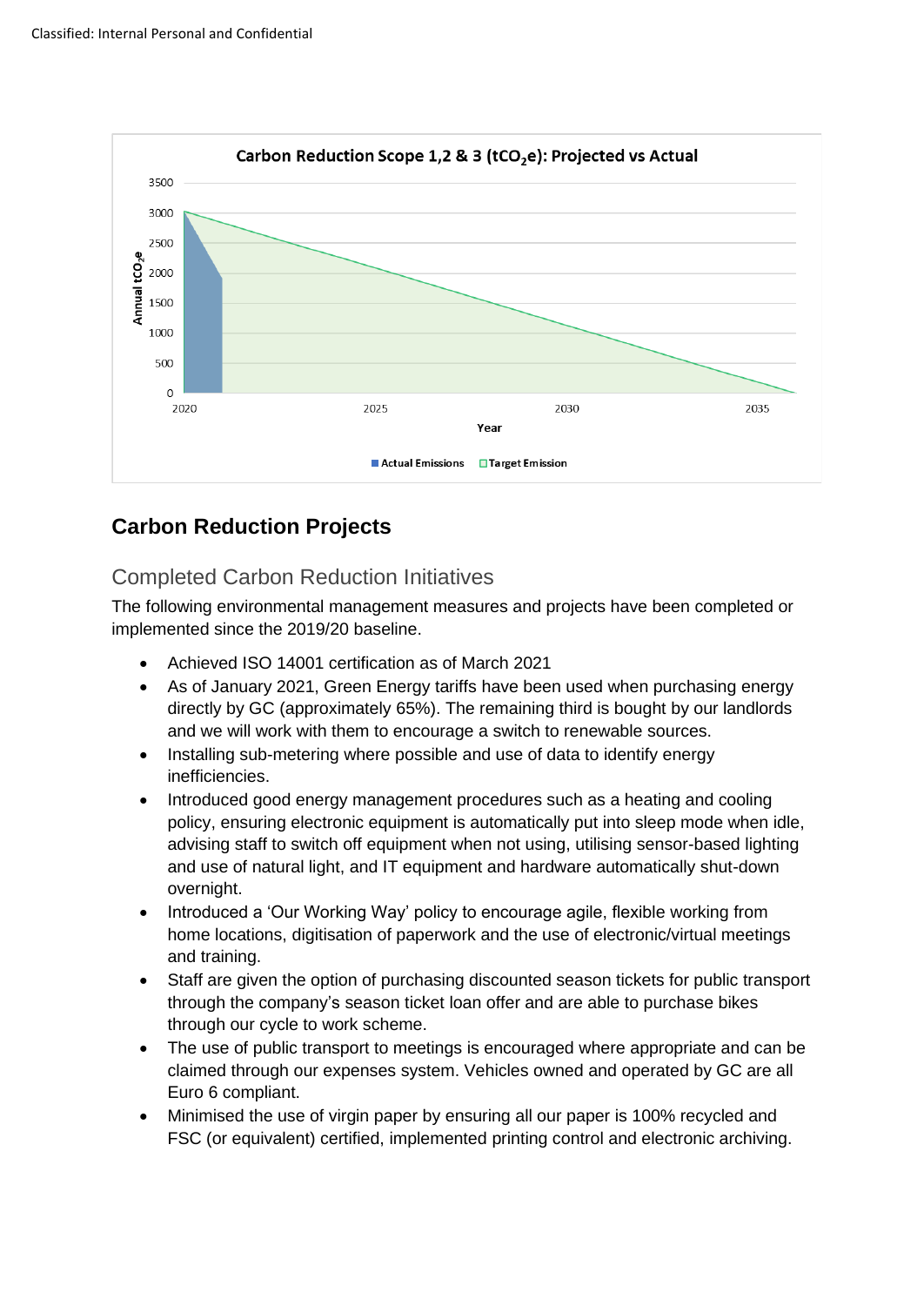## Carbon Reduction Projects

### Completed Carbon Reduction Initiatives

The following environmental management measures and projects have been completed or implemented since the 2019/20 baseline.

- Achieved ISO 14001 certification as of March 2021
- As of January 2021, Green Energy tariffs have been used when purchasing energy directly by GC (approximately 65%). The remaining third is bought by our landlords and we will work with them to encourage a switch to renewable sources.
- Installing sub-metering where possible and use of data to identify energy inefficiencies.
- Introduced good energy management procedures such as a heating and cooling policy, ensuring electronic equipment is automatically put into sleep mode when idle, advising staff to switch off equipment when not using, utilising sensor-based lighting and use of natural light, and IT equipment and hardware automatically shut-down overnight.
- Introduced a 'Our Working Way' policy to encourage agile, flexible working from home locations, digitisation of paperwork and the use of electronic/virtual meetings and training.
- Staff are given the option of purchasing discounted season tickets for public transport through the company's season ticket loan offer and are able to purchase bikes through our cycle to work scheme.
- The use of public transport to meetings is encouraged where appropriate and can be claimed through our expenses system. Vehicles owned and operated by GC are all Euro 6 compliant.
- Minimised the use of virgin paper by ensuring all our paper is 100% recycled and FSC (or equivalent) certified, implemented printing control and electronic archiving.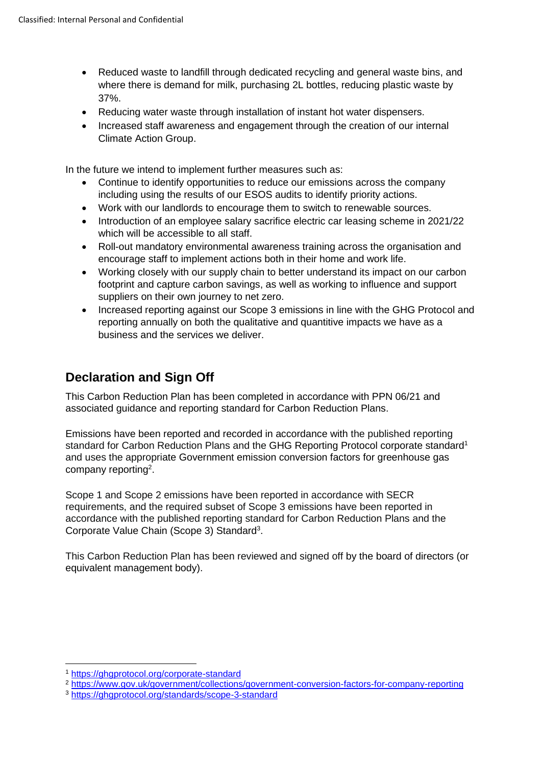- Reduced waste to landfill through dedicated recycling and general waste bins, and where there is demand for milk, purchasing 2L bottles, reducing plastic waste by 37%.
- Reducing water waste through installation of instant hot water dispensers.
- Increased staff awareness and engagement through the creation of our internal Climate Action Group.

In the future we intend to implement further measures such as:

- Continue to identify opportunities to reduce our emissions across the company including using the results of our ESOS audits to identify priority actions.
- Work with our landlords to encourage them to switch to renewable sources.
- Introduction of an employee salary sacrifice electric car leasing scheme in 2021/22 which will be accessible to all staff.
- Roll-out mandatory environmental awareness training across the organisation and encourage staff to implement actions both in their home and work life.
- Working closely with our supply chain to better understand its impact on our carbon footprint and capture carbon savings, as well as working to influence and support suppliers on their own journey to net zero.
- Increased reporting against our Scope 3 emissions in line with the GHG Protocol and reporting annually on both the qualitative and quantitive impacts we have as a business and the services we deliver.

## Declaration and Sign Off

This Carbon Reduction Plan has been completed in accordance with PPN 06/21 and associated guidance and reporting standard for Carbon Reduction Plans.

Emissions have been reported and recorded in accordance with the published reporting standard for Carbon Reduction Plans and the GHG Reporting Protocol corporate standard[1] and uses the appropriate Government emission conversion factors for greenhouse gas company reporting[2].

Scope 1 and Scope 2 emissions have been reported in accordance with SECR requirements, and the required subset of Scope 3 emissions have been reported in accordance with the published reporting standard for Carbon Reduction Plans and the Corporate Value Chain (Scope 3) Standard[3].

This Carbon Reduction Plan has been reviewed and signed off by the board of directors (or equivalent management body).

---

[1] https://ghgprotocol.org/corporate-standard

[2] https://www.gov.uk/government/collections/government-conversion-factors-for-company-reporting

[3] https://ghgprotocol.org/standards/scope-3-standard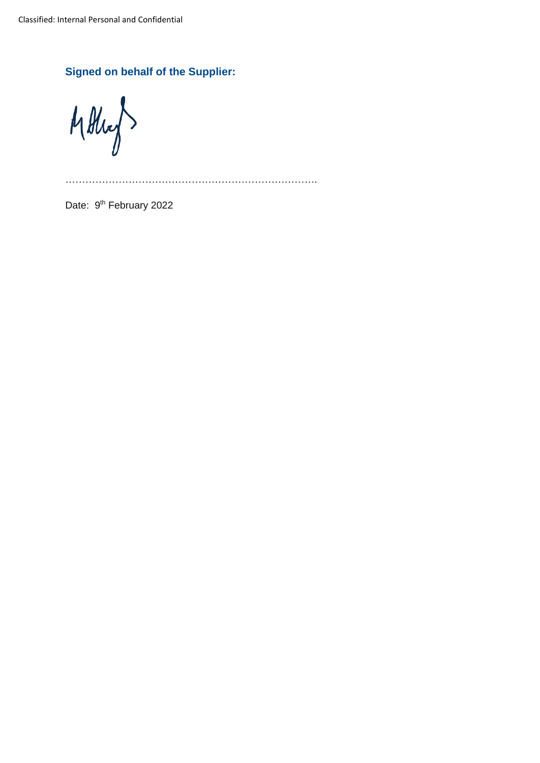**Signed on behalf of the Supplier:**

…………………………………………………………………

Date: 9th February 2022